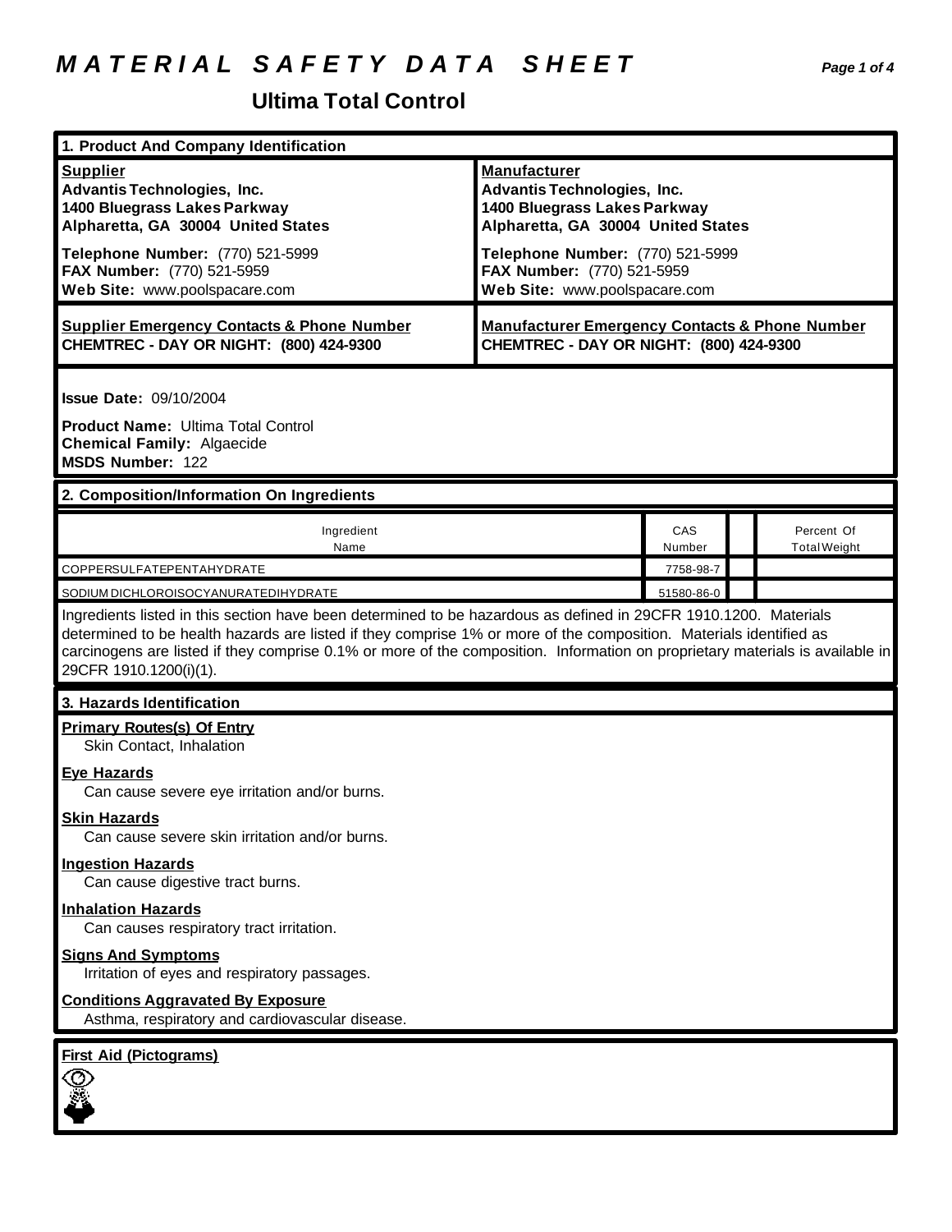# MATERIAL SAFETY DATA SHEET

## Ultima Total Control

### 1. Product And Company Identification

| **Supplier** | **Manufacturer** |
|---|---|
| **Advantis Technologies, Inc.**<br>**1400 Bluegrass Lakes Parkway**<br>**Alpharetta, GA 30004 United States** | **Advantis Technologies, Inc.**<br>**1400 Bluegrass Lakes Parkway**<br>**Alpharetta, GA 30004 United States** |
| **Telephone Number:** (770) 521-5999<br>**FAX Number:** (770) 521-5959<br>**Web Site:** www.poolspacare.com | **Telephone Number:** (770) 521-5999<br>**FAX Number:** (770) 521-5959<br>**Web Site:** www.poolspacare.com |
| **Supplier Emergency Contacts & Phone Number**<br>**CHEMTREC - DAY OR NIGHT: (800) 424-9300** | **Manufacturer Emergency Contacts & Phone Number**<br>**CHEMTREC - DAY OR NIGHT: (800) 424-9300** |

**Issue Date:** 09/10/2004

**Product Name:** Ultima Total Control
**Chemical Family:** Algaecide
**MSDS Number:** 122

### 2. Composition/Information On Ingredients

| Ingredient Name | CAS Number | | Percent Of Total Weight |
|---|---|---|---|
| COPPERSULFATEPENTAHYDRATE | 7758-98-7 | | |
| SODIUM DICHLOROISOCYANURATEDIHYDRATE | 51580-86-0 | | |

Ingredients listed in this section have been determined to be hazardous as defined in 29CFR 1910.1200. Materials determined to be health hazards are listed if they comprise 1% or more of the composition. Materials identified as carcinogens are listed if they comprise 0.1% or more of the composition. Information on proprietary materials is available in 29CFR 1910.1200(i)(1).

### 3. Hazards Identification

**Primary Routes(s) Of Entry**
Skin Contact, Inhalation

**Eye Hazards**
Can cause severe eye irritation and/or burns.

**Skin Hazards**
Can cause severe skin irritation and/or burns.

**Ingestion Hazards**
Can cause digestive tract burns.

**Inhalation Hazards**
Can causes respiratory tract irritation.

**Signs And Symptoms**
Irritation of eyes and respiratory passages.

**Conditions Aggravated By Exposure**
Asthma, respiratory and cardiovascular disease.

**First Aid (Pictograms)**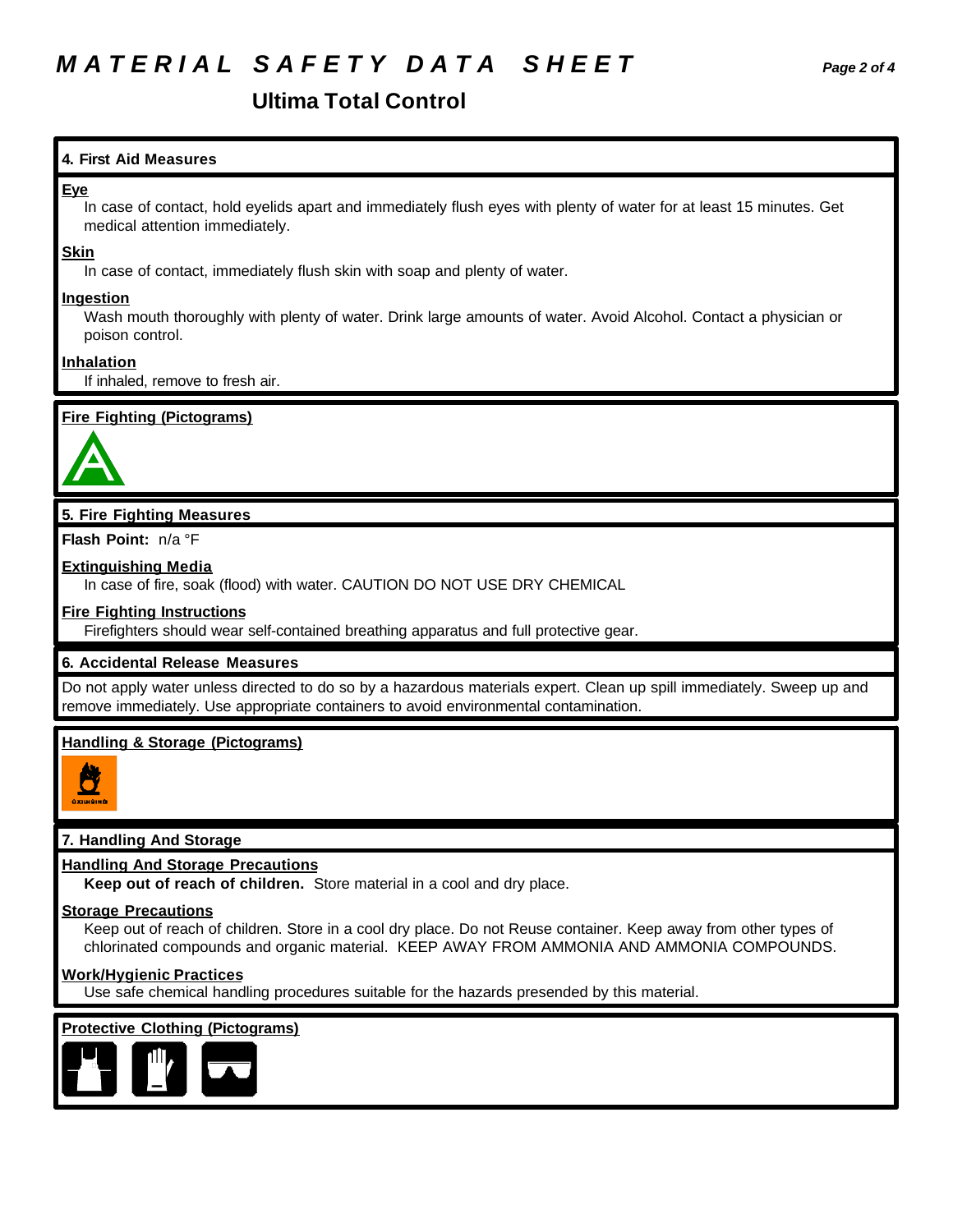# MATERIAL SAFETY DATA SHEET

## Ultima Total Control

### 4. First Aid Measures

**Eye**

In case of contact, hold eyelids apart and immediately flush eyes with plenty of water for at least 15 minutes. Get medical attention immediately.

**Skin**

In case of contact, immediately flush skin with soap and plenty of water.

**Ingestion**

Wash mouth thoroughly with plenty of water. Drink large amounts of water. Avoid Alcohol. Contact a physician or poison control.

**Inhalation**

If inhaled, remove to fresh air.

**Fire Fighting (Pictograms)**

### 5. Fire Fighting Measures

**Flash Point:** n/a °F

**Extinguishing Media**

In case of fire, soak (flood) with water. CAUTION DO NOT USE DRY CHEMICAL

**Fire Fighting Instructions**

Firefighters should wear self-contained breathing apparatus and full protective gear.

### 6. Accidental Release Measures

Do not apply water unless directed to do so by a hazardous materials expert. Clean up spill immediately. Sweep up and remove immediately. Use appropriate containers to avoid environmental contamination.

**Handling & Storage (Pictograms)**

### 7. Handling And Storage

**Handling And Storage Precautions**

**Keep out of reach of children.** Store material in a cool and dry place.

**Storage Precautions**

Keep out of reach of children. Store in a cool dry place. Do not Reuse container. Keep away from other types of chlorinated compounds and organic material. KEEP AWAY FROM AMMONIA AND AMMONIA COMPOUNDS.

**Work/Hygienic Practices**

Use safe chemical handling procedures suitable for the hazards presended by this material.

**Protective Clothing (Pictograms)**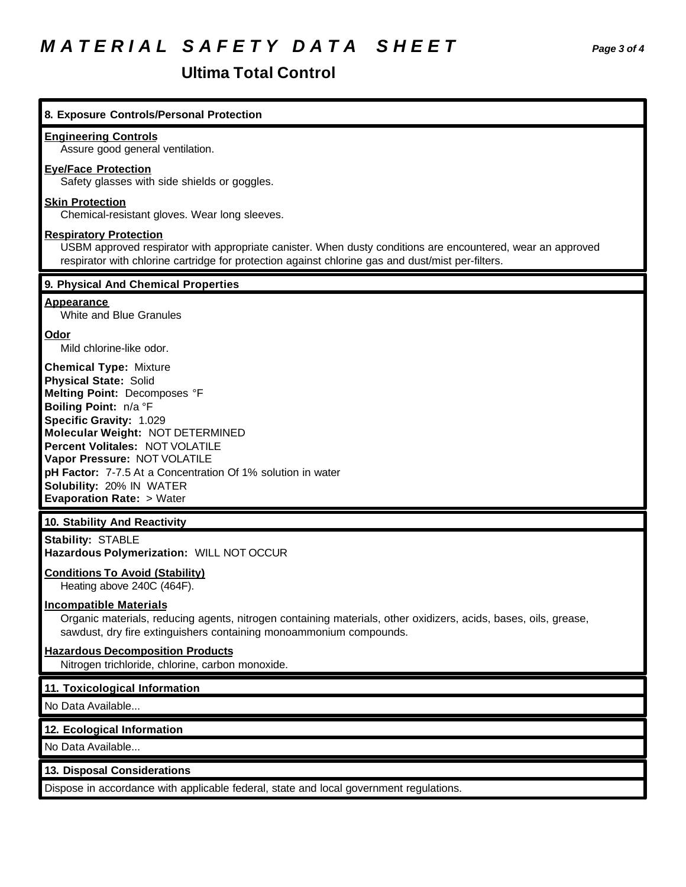# MATERIAL SAFETY DATA SHEET

## Ultima Total Control

### 8. Exposure Controls/Personal Protection

**Engineering Controls**
Assure good general ventilation.

**Eye/Face Protection**
Safety glasses with side shields or goggles.

**Skin Protection**
Chemical-resistant gloves. Wear long sleeves.

**Respiratory Protection**
USBM approved respirator with appropriate canister. When dusty conditions are encountered, wear an approved respirator with chlorine cartridge for protection against chlorine gas and dust/mist per-filters.

### 9. Physical And Chemical Properties

**Appearance**
White and Blue Granules

**Odor**
Mild chlorine-like odor.

**Chemical Type:** Mixture
**Physical State:** Solid
**Melting Point:** Decomposes °F
**Boiling Point:** n/a °F
**Specific Gravity:** 1.029
**Molecular Weight:** NOT DETERMINED
**Percent Volitales:** NOT VOLATILE
**Vapor Pressure:** NOT VOLATILE
**pH Factor:** 7-7.5 At a Concentration Of 1% solution in water
**Solubility:** 20% IN WATER
**Evaporation Rate:** > Water

### 10. Stability And Reactivity

**Stability:** STABLE
**Hazardous Polymerization:** WILL NOT OCCUR

**Conditions To Avoid (Stability)**
Heating above 240C (464F).

**Incompatible Materials**
Organic materials, reducing agents, nitrogen containing materials, other oxidizers, acids, bases, oils, grease, sawdust, dry fire extinguishers containing monoammonium compounds.

**Hazardous Decomposition Products**
Nitrogen trichloride, chlorine, carbon monoxide.

### 11. Toxicological Information

No Data Available...

### 12. Ecological Information

No Data Available...

### 13. Disposal Considerations

Dispose in accordance with applicable federal, state and local government regulations.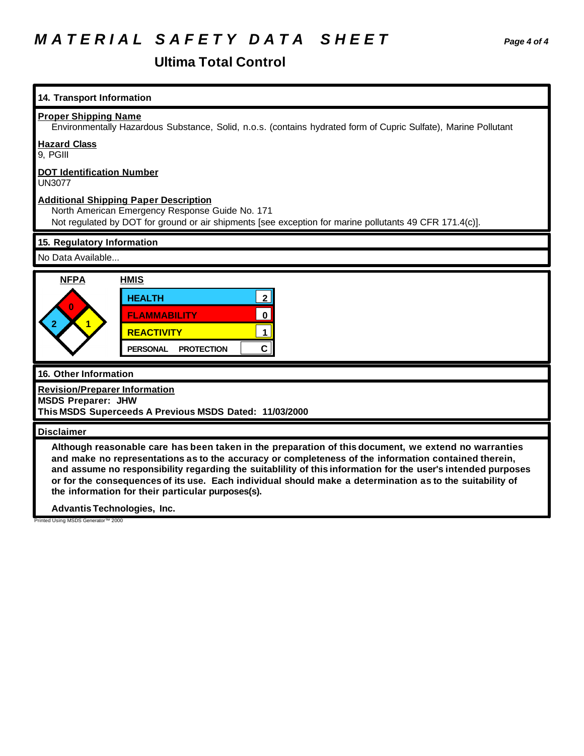# MATERIAL SAFETY DATA SHEET

## Ultima Total Control

### 14. Transport Information

**Proper Shipping Name**

Environmentally Hazardous Substance, Solid, n.o.s. (contains hydrated form of Cupric Sulfate), Marine Pollutant

**Hazard Class**

9, PGIII

**DOT Identification Number**

UN3077

**Additional Shipping Paper Description**

North American Emergency Response Guide No. 171

Not regulated by DOT for ground or air shipments [see exception for marine pollutants 49 CFR 171.4(c)].

### 15. Regulatory Information

No Data Available...

**NFPA**

0
2
1

**HMIS**

| | |
|---|---|
| HEALTH | 2 |
| FLAMMABILITY | 0 |
| REACTIVITY | 1 |
| PERSONAL PROTECTION | C |

### 16. Other Information

**Revision/Preparer Information**

**MSDS Preparer: JHW**

**This MSDS Superceeds A Previous MSDS Dated: 11/03/2000**

### Disclaimer

**Although reasonable care has been taken in the preparation of this document, we extend no warranties and make no representations as to the accuracy or completeness of the information contained therein, and assume no responsibility regarding the suitablility of this information for the user's intended purposes or for the consequences of its use. Each individual should make a determination as to the suitability of the information for their particular purposes(s).**

**Advantis Technologies, Inc.**

Printed Using MSDS Generator™ 2000